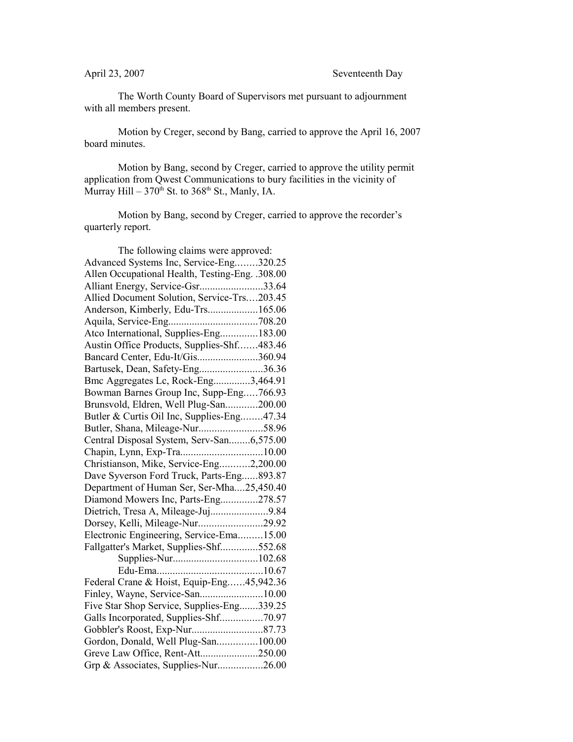April 23, 2007 Seventeenth Day

The Worth County Board of Supervisors met pursuant to adjournment with all members present.

Motion by Creger, second by Bang, carried to approve the April 16, 2007 board minutes.

Motion by Bang, second by Creger, carried to approve the utility permit application from Qwest Communications to bury facilities in the vicinity of Murray Hill – 370th St. to 368th St., Manly, IA.

Motion by Bang, second by Creger, carried to approve the recorder's quarterly report.

The following claims were approved:

Advanced Systems Inc, Service-Eng........320.25
Allen Occupational Health, Testing-Eng. .308.00
Alliant Energy, Service-Gsr........................33.64
Allied Document Solution, Service-Trs....203.45
Anderson, Kimberly, Edu-Trs...................165.06
Aquila, Service-Eng..................................708.20
Atco International, Supplies-Eng..............183.00
Austin Office Products, Supplies-Shf.......483.46
Bancard Center, Edu-It/Gis.......................360.94
Bartusek, Dean, Safety-Eng........................36.36
Bmc Aggregates Lc, Rock-Eng..............3,464.91
Bowman Barnes Group Inc, Supp-Eng.....766.93
Brunsvold, Eldren, Well Plug-San............200.00
Butler & Curtis Oil Inc, Supplies-Eng........47.34
Butler, Shana, Mileage-Nur........................58.96
Central Disposal System, Serv-San........6,575.00
Chapin, Lynn, Exp-Tra...............................10.00
Christianson, Mike, Service-Eng...........2,200.00
Dave Syverson Ford Truck, Parts-Eng......893.87
Department of Human Ser, Ser-Mha....25,450.40
Diamond Mowers Inc, Parts-Eng..............278.57
Dietrich, Tresa A, Mileage-Juj......................9.84
Dorsey, Kelli, Mileage-Nur........................29.92
Electronic Engineering, Service-Ema.........15.00
Fallgatter's Market, Supplies-Shf..............552.68
Supplies-Nur................................102.68
Edu-Ema........................................10.67
Federal Crane & Hoist, Equip-Eng......45,942.36
Finley, Wayne, Service-San........................10.00
Five Star Shop Service, Supplies-Eng.......339.25
Galls Incorporated, Supplies-Shf................70.97
Gobbler's Roost, Exp-Nur...........................87.73
Gordon, Donald, Well Plug-San...............100.00
Greve Law Office, Rent-Att......................250.00
Grp & Associates, Supplies-Nur.................26.00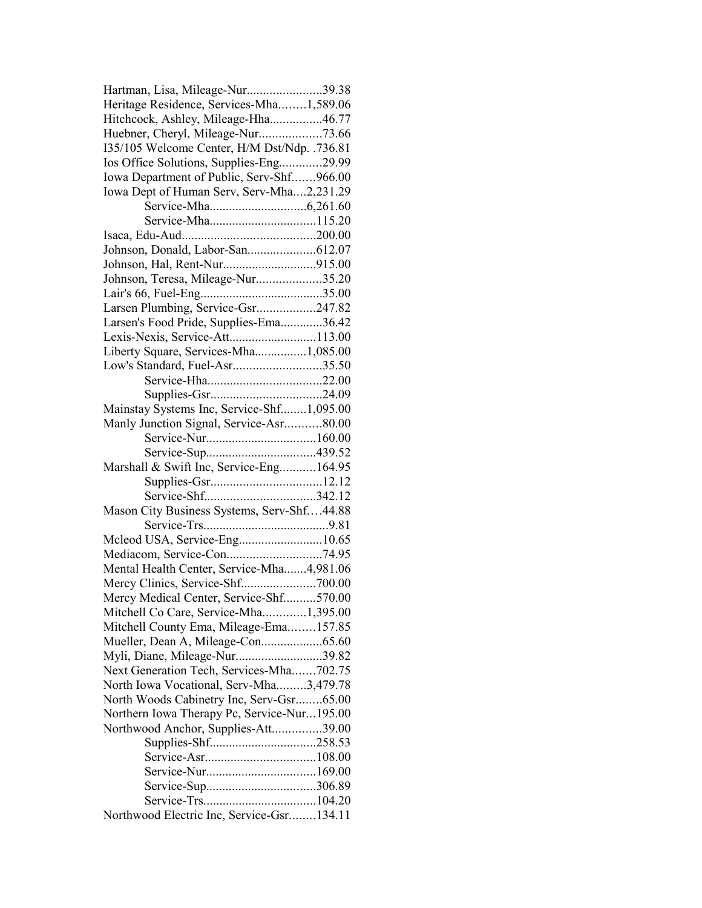Hartman, Lisa, Mileage-Nur.......................39.38
Heritage Residence, Services-Mha........1,589.06
Hitchcock, Ashley, Mileage-Hha................46.77
Huebner, Cheryl, Mileage-Nur...................73.66
I35/105 Welcome Center, H/M Dst/Ndp. .736.81
Ios Office Solutions, Supplies-Eng.............29.99
Iowa Department of Public, Serv-Shf.......966.00
Iowa Dept of Human Serv, Serv-Mha....2,231.29
Service-Mha.............................6,261.60
Service-Mha................................115.20
Isaca, Edu-Aud.........................................200.00
Johnson, Donald, Labor-San.....................612.07
Johnson, Hal, Rent-Nur............................915.00
Johnson, Teresa, Mileage-Nur....................35.20
Lair's 66, Fuel-Eng.....................................35.00
Larsen Plumbing, Service-Gsr..................247.82
Larsen's Food Pride, Supplies-Ema.............36.42
Lexis-Nexis, Service-Att..........................113.00
Liberty Square, Services-Mha................1,085.00
Low's Standard, Fuel-Asr...........................35.50
Service-Hha...................................22.00
Supplies-Gsr..................................24.09
Mainstay Systems Inc, Service-Shf........1,095.00
Manly Junction Signal, Service-Asr...........80.00
Service-Nur.................................160.00
Service-Sup.................................439.52
Marshall & Swift Inc, Service-Eng...........164.95
Supplies-Gsr..................................12.12
Service-Shf..................................342.12
Mason City Business Systems, Serv-Shf....44.88
Service-Trs......................................9.81
Mcleod USA, Service-Eng..........................10.65
Mediacom, Service-Con.............................74.95
Mental Health Center, Service-Mha.......4,981.06
Mercy Clinics, Service-Shf.......................700.00
Mercy Medical Center, Service-Shf..........570.00
Mitchell Co Care, Service-Mha.............1,395.00
Mitchell County Ema, Mileage-Ema........157.85
Mueller, Dean A, Mileage-Con...................65.60
Myli, Diane, Mileage-Nur...........................39.82
Next Generation Tech, Services-Mha.......702.75
North Iowa Vocational, Serv-Mha.........3,479.78
North Woods Cabinetry Inc, Serv-Gsr........65.00
Northern Iowa Therapy Pc, Service-Nur...195.00
Northwood Anchor, Supplies-Att...............39.00
Supplies-Shf.................................258.53
Service-Asr..................................108.00
Service-Nur..................................169.00
Service-Sup..................................306.89
Service-Trs..................................104.20
Northwood Electric Inc, Service-Gsr........134.11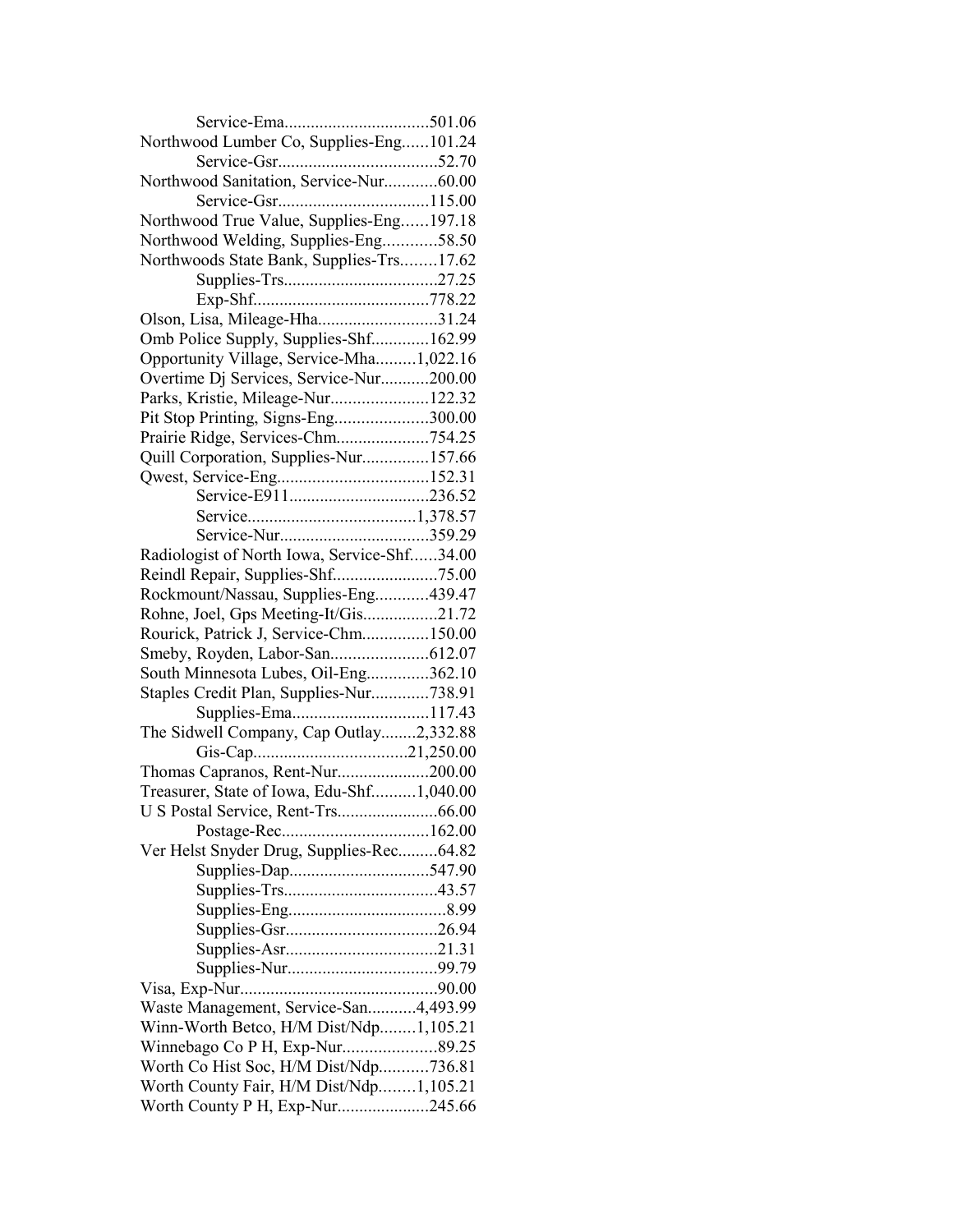Service-Ema.................................501.06
Northwood Lumber Co, Supplies-Eng......101.24
Service-Gsr....................................52.70
Northwood Sanitation, Service-Nur............60.00
Service-Gsr..................................115.00
Northwood True Value, Supplies-Eng......197.18
Northwood Welding, Supplies-Eng............58.50
Northwoods State Bank, Supplies-Trs........17.62
Supplies-Trs..................................27.25
Exp-Shf.......................................778.22
Olson, Lisa, Mileage-Hha..........................31.24
Omb Police Supply, Supplies-Shf.............162.99
Opportunity Village, Service-Mha.........1,022.16
Overtime Dj Services, Service-Nur...........200.00
Parks, Kristie, Mileage-Nur......................122.32
Pit Stop Printing, Signs-Eng.....................300.00
Prairie Ridge, Services-Chm.....................754.25
Quill Corporation, Supplies-Nur...............157.66
Qwest, Service-Eng..................................152.31
Service-E911................................236.52
Service......................................1,378.57
Service-Nur.................................359.29
Radiologist of North Iowa, Service-Shf......34.00
Reindl Repair, Supplies-Shf........................75.00
Rockmount/Nassau, Supplies-Eng............439.47
Rohne, Joel, Gps Meeting-It/Gis.................21.72
Rourick, Patrick J, Service-Chm...............150.00
Smeby, Royden, Labor-San......................612.07
South Minnesota Lubes, Oil-Eng..............362.10
Staples Credit Plan, Supplies-Nur.............738.91
Supplies-Ema...............................117.43
The Sidwell Company, Cap Outlay........2,332.88
Gis-Cap..................................21,250.00
Thomas Capranos, Rent-Nur....................200.00
Treasurer, State of Iowa, Edu-Shf..........1,040.00
U S Postal Service, Rent-Trs.......................66.00
Postage-Rec.................................162.00
Ver Helst Snyder Drug, Supplies-Rec.........64.82
Supplies-Dap................................547.90
Supplies-Trs..................................43.57
Supplies-Eng....................................8.99
Supplies-Gsr..................................26.94
Supplies-Asr..................................21.31
Supplies-Nur..................................99.79
Visa, Exp-Nur............................................90.00
Waste Management, Service-San...........4,493.99
Winn-Worth Betco, H/M Dist/Ndp........1,105.21
Winnebago Co P H, Exp-Nur.....................89.25
Worth Co Hist Soc, H/M Dist/Ndp...........736.81
Worth County Fair, H/M Dist/Ndp........1,105.21
Worth County P H, Exp-Nur....................245.66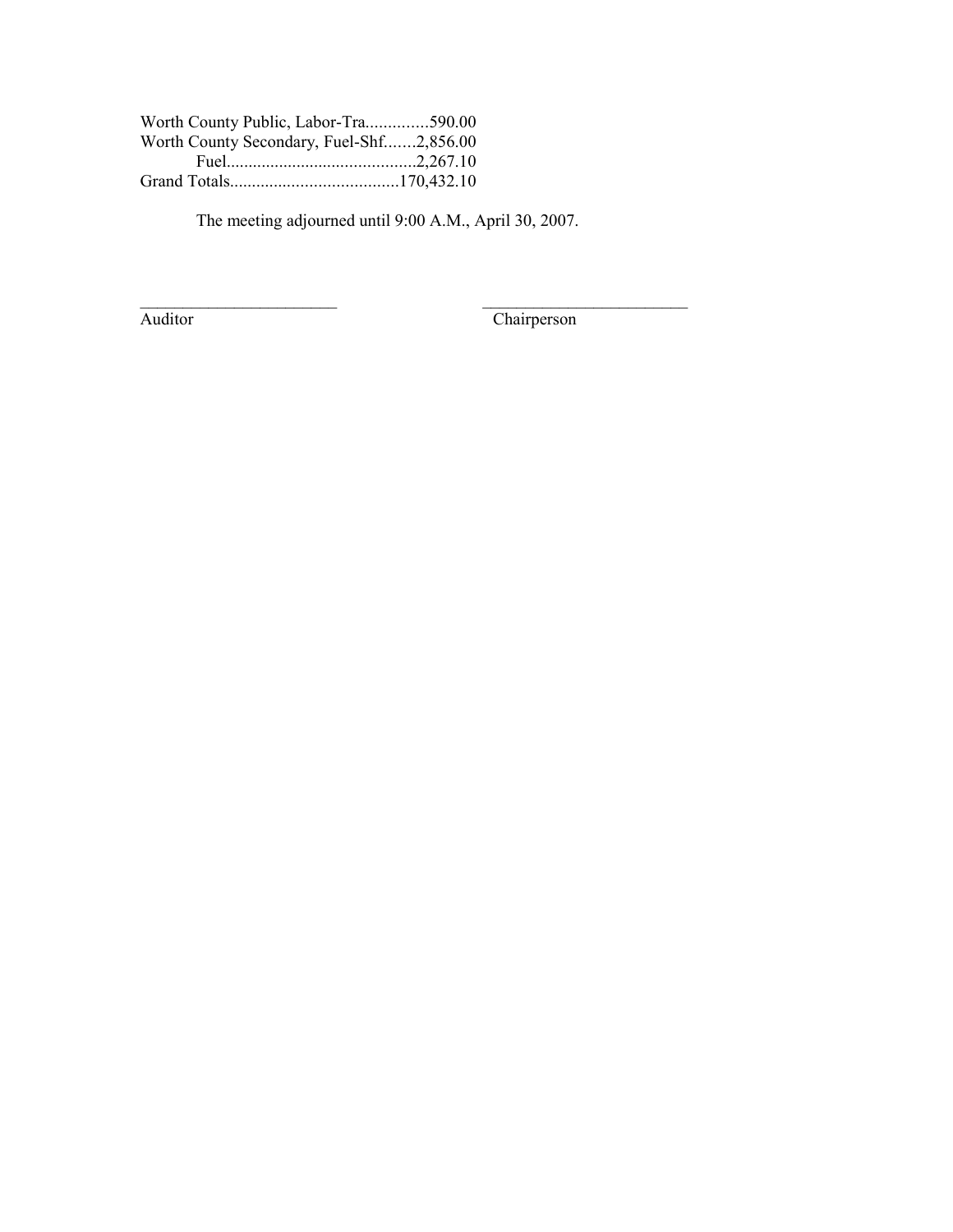Worth County Public, Labor-Tra..............590.00
Worth County Secondary, Fuel-Shf.......2,856.00
Fuel...........................................2,267.10
Grand Totals......................................170,432.10

The meeting adjourned until 9:00 A.M., April 30, 2007.

________________________          ________________________
Auditor                                              Chairperson